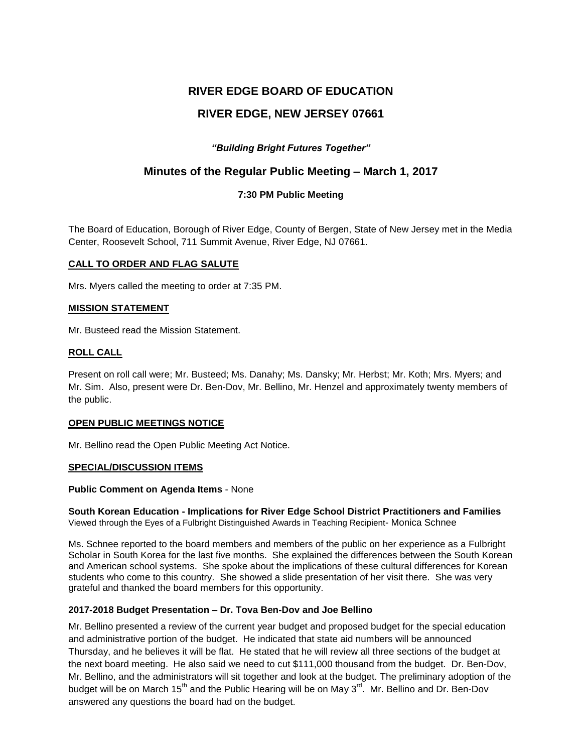# RIVER EDGE BOARD OF EDUCATION

# RIVER EDGE, NEW JERSEY 07661

***"Building Bright Futures Together"***

## Minutes of the Regular Public Meeting – March 1, 2017

**7:30 PM Public Meeting**

The Board of Education, Borough of River Edge, County of Bergen, State of New Jersey met in the Media Center, Roosevelt School, 711 Summit Avenue, River Edge, NJ 07661.

**CALL TO ORDER AND FLAG SALUTE**

Mrs. Myers called the meeting to order at 7:35 PM.

**MISSION STATEMENT**

Mr. Busteed read the Mission Statement.

**ROLL CALL**

Present on roll call were; Mr. Busteed; Ms. Danahy; Ms. Dansky; Mr. Herbst; Mr. Koth; Mrs. Myers; and Mr. Sim. Also, present were Dr. Ben-Dov, Mr. Bellino, Mr. Henzel and approximately twenty members of the public.

**OPEN PUBLIC MEETINGS NOTICE**

Mr. Bellino read the Open Public Meeting Act Notice.

**SPECIAL/DISCUSSION ITEMS**

**Public Comment on Agenda Items** - None

**South Korean Education - Implications for River Edge School District Practitioners and Families**
Viewed through the Eyes of a Fulbright Distinguished Awards in Teaching Recipient- Monica Schnee

Ms. Schnee reported to the board members and members of the public on her experience as a Fulbright Scholar in South Korea for the last five months. She explained the differences between the South Korean and American school systems. She spoke about the implications of these cultural differences for Korean students who come to this country. She showed a slide presentation of her visit there. She was very grateful and thanked the board members for this opportunity.

**2017-2018 Budget Presentation – Dr. Tova Ben-Dov and Joe Bellino**

Mr. Bellino presented a review of the current year budget and proposed budget for the special education and administrative portion of the budget. He indicated that state aid numbers will be announced Thursday, and he believes it will be flat. He stated that he will review all three sections of the budget at the next board meeting. He also said we need to cut $111,000 thousand from the budget. Dr. Ben-Dov, Mr. Bellino, and the administrators will sit together and look at the budget. The preliminary adoption of the budget will be on March 15th and the Public Hearing will be on May 3rd. Mr. Bellino and Dr. Ben-Dov answered any questions the board had on the budget.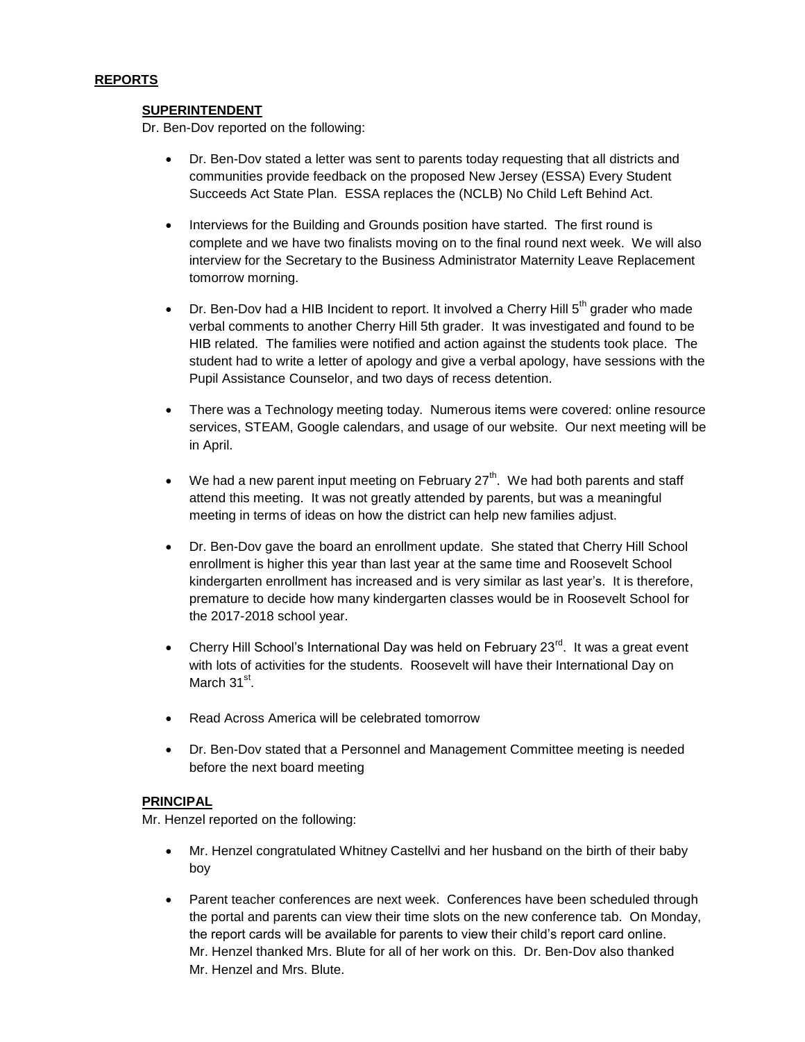## REPORTS

### SUPERINTENDENT

Dr. Ben-Dov reported on the following:

- Dr. Ben-Dov stated a letter was sent to parents today requesting that all districts and communities provide feedback on the proposed New Jersey (ESSA) Every Student Succeeds Act State Plan. ESSA replaces the (NCLB) No Child Left Behind Act.
- Interviews for the Building and Grounds position have started. The first round is complete and we have two finalists moving on to the final round next week. We will also interview for the Secretary to the Business Administrator Maternity Leave Replacement tomorrow morning.
- Dr. Ben-Dov had a HIB Incident to report. It involved a Cherry Hill 5th grader who made verbal comments to another Cherry Hill 5th grader. It was investigated and found to be HIB related. The families were notified and action against the students took place. The student had to write a letter of apology and give a verbal apology, have sessions with the Pupil Assistance Counselor, and two days of recess detention.
- There was a Technology meeting today. Numerous items were covered: online resource services, STEAM, Google calendars, and usage of our website. Our next meeting will be in April.
- We had a new parent input meeting on February 27th. We had both parents and staff attend this meeting. It was not greatly attended by parents, but was a meaningful meeting in terms of ideas on how the district can help new families adjust.
- Dr. Ben-Dov gave the board an enrollment update. She stated that Cherry Hill School enrollment is higher this year than last year at the same time and Roosevelt School kindergarten enrollment has increased and is very similar as last year's. It is therefore, premature to decide how many kindergarten classes would be in Roosevelt School for the 2017-2018 school year.
- Cherry Hill School's International Day was held on February 23rd. It was a great event with lots of activities for the students. Roosevelt will have their International Day on March 31st.
- Read Across America will be celebrated tomorrow
- Dr. Ben-Dov stated that a Personnel and Management Committee meeting is needed before the next board meeting

### PRINCIPAL

Mr. Henzel reported on the following:

- Mr. Henzel congratulated Whitney Castellvi and her husband on the birth of their baby boy
- Parent teacher conferences are next week. Conferences have been scheduled through the portal and parents can view their time slots on the new conference tab. On Monday, the report cards will be available for parents to view their child's report card online. Mr. Henzel thanked Mrs. Blute for all of her work on this. Dr. Ben-Dov also thanked Mr. Henzel and Mrs. Blute.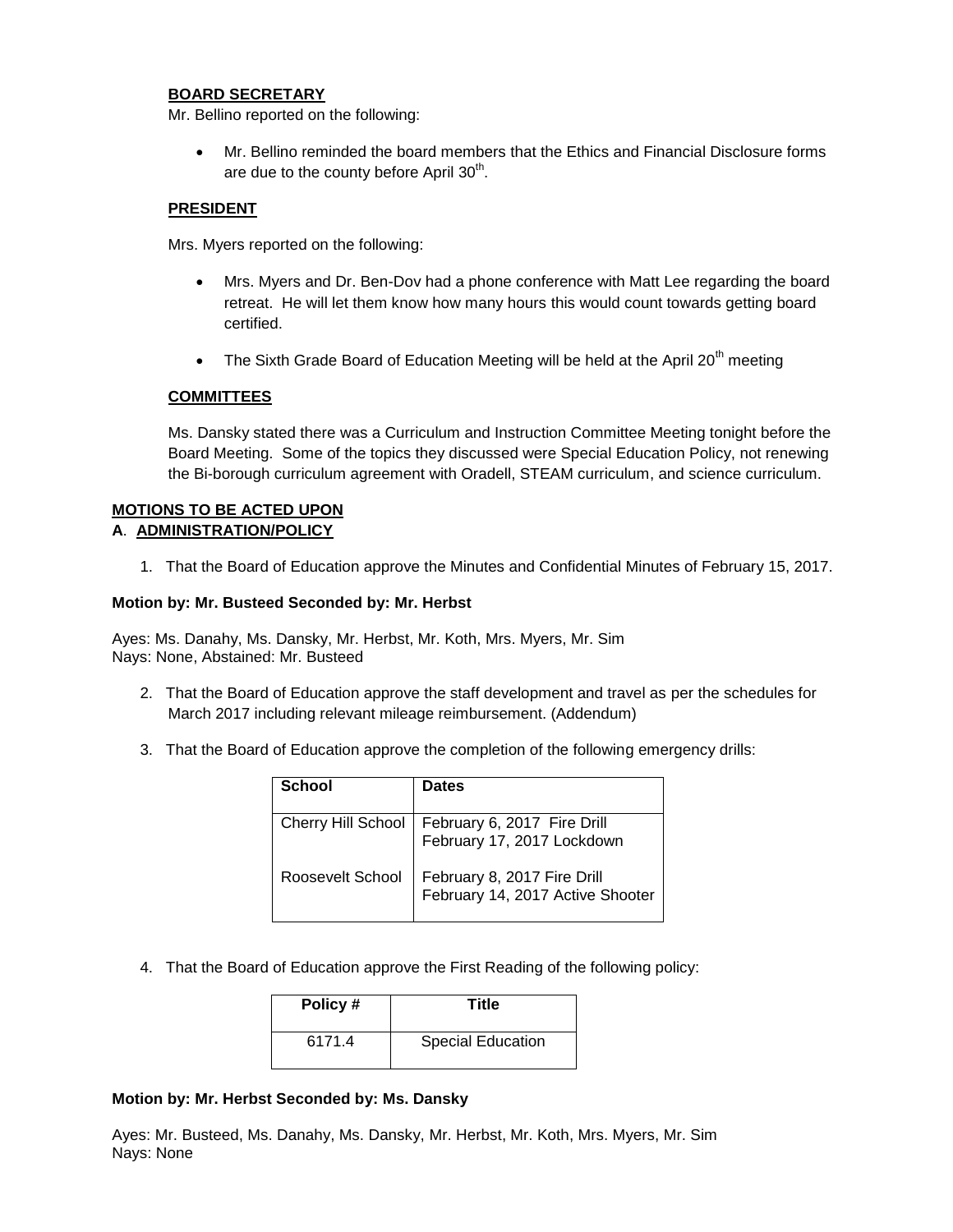**BOARD SECRETARY**

Mr. Bellino reported on the following:

- Mr. Bellino reminded the board members that the Ethics and Financial Disclosure forms are due to the county before April 30th.

**PRESIDENT**

Mrs. Myers reported on the following:

- Mrs. Myers and Dr. Ben-Dov had a phone conference with Matt Lee regarding the board retreat. He will let them know how many hours this would count towards getting board certified.
- The Sixth Grade Board of Education Meeting will be held at the April 20th meeting

**COMMITTEES**

Ms. Dansky stated there was a Curriculum and Instruction Committee Meeting tonight before the Board Meeting. Some of the topics they discussed were Special Education Policy, not renewing the Bi-borough curriculum agreement with Oradell, STEAM curriculum, and science curriculum.

**MOTIONS TO BE ACTED UPON**

**A. ADMINISTRATION/POLICY**

1. That the Board of Education approve the Minutes and Confidential Minutes of February 15, 2017.

**Motion by: Mr. Busteed Seconded by: Mr. Herbst**

Ayes: Ms. Danahy, Ms. Dansky, Mr. Herbst, Mr. Koth, Mrs. Myers, Mr. Sim
Nays: None, Abstained: Mr. Busteed

2. That the Board of Education approve the staff development and travel as per the schedules for March 2017 including relevant mileage reimbursement. (Addendum)

3. That the Board of Education approve the completion of the following emergency drills:

| School | Dates |
|---|---|
| Cherry Hill School | February 6, 2017 Fire Drill<br>February 17, 2017 Lockdown |
| Roosevelt School | February 8, 2017 Fire Drill<br>February 14, 2017 Active Shooter |

4. That the Board of Education approve the First Reading of the following policy:

| Policy # | Title |
|---|---|
| 6171.4 | Special Education |

**Motion by: Mr. Herbst Seconded by: Ms. Dansky**

Ayes: Mr. Busteed, Ms. Danahy, Ms. Dansky, Mr. Herbst, Mr. Koth, Mrs. Myers, Mr. Sim
Nays: None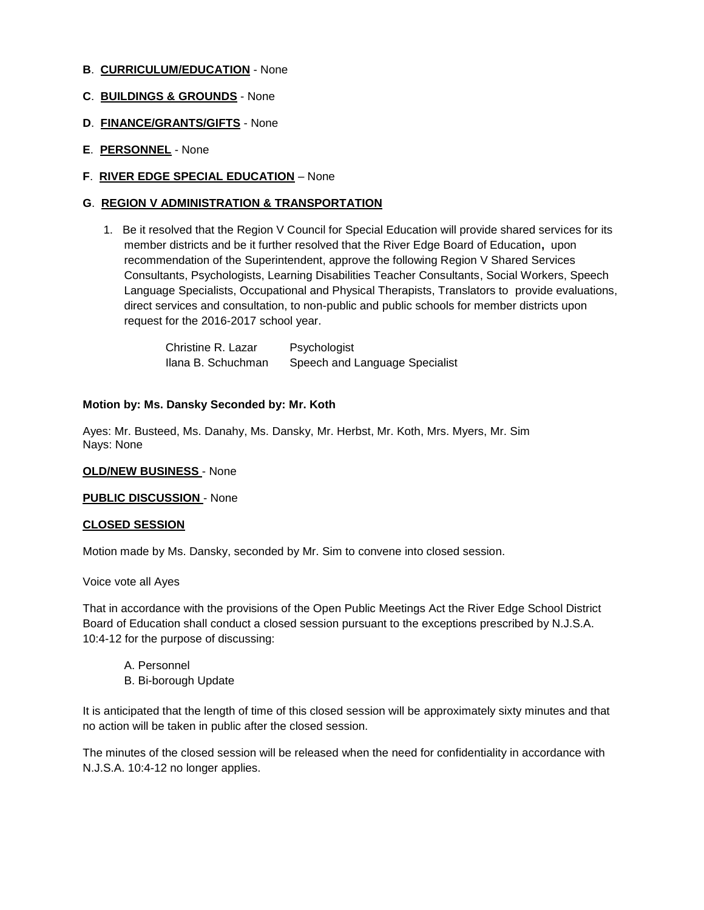**B**. **<u>CURRICULUM/EDUCATION</u>** - None

**C**. **<u>BUILDINGS & GROUNDS</u>** - None

**D**. **<u>FINANCE/GRANTS/GIFTS</u>** - None

**E**. **<u>PERSONNEL</u>** - None

**F**. **<u>RIVER EDGE SPECIAL EDUCATION</u>** – None

**G**. **<u>REGION V ADMINISTRATION & TRANSPORTATION</u>**

1. Be it resolved that the Region V Council for Special Education will provide shared services for its member districts and be it further resolved that the River Edge Board of Education, upon recommendation of the Superintendent, approve the following Region V Shared Services Consultants, Psychologists, Learning Disabilities Teacher Consultants, Social Workers, Speech Language Specialists, Occupational and Physical Therapists, Translators to provide evaluations, direct services and consultation, to non-public and public schools for member districts upon request for the 2016-2017 school year.

| | |
|---|---|
| Christine R. Lazar | Psychologist |
| Ilana B. Schuchman | Speech and Language Specialist |

**Motion by: Ms. Dansky Seconded by: Mr. Koth**

Ayes: Mr. Busteed, Ms. Danahy, Ms. Dansky, Mr. Herbst, Mr. Koth, Mrs. Myers, Mr. Sim
Nays: None

**<u>OLD/NEW BUSINESS</u>** - None

**<u>PUBLIC DISCUSSION</u>** - None

**<u>CLOSED SESSION</u>**

Motion made by Ms. Dansky, seconded by Mr. Sim to convene into closed session.

Voice vote all Ayes

That in accordance with the provisions of the Open Public Meetings Act the River Edge School District Board of Education shall conduct a closed session pursuant to the exceptions prescribed by N.J.S.A. 10:4-12 for the purpose of discussing:

A. Personnel
B. Bi-borough Update

It is anticipated that the length of time of this closed session will be approximately sixty minutes and that no action will be taken in public after the closed session.

The minutes of the closed session will be released when the need for confidentiality in accordance with N.J.S.A. 10:4-12 no longer applies.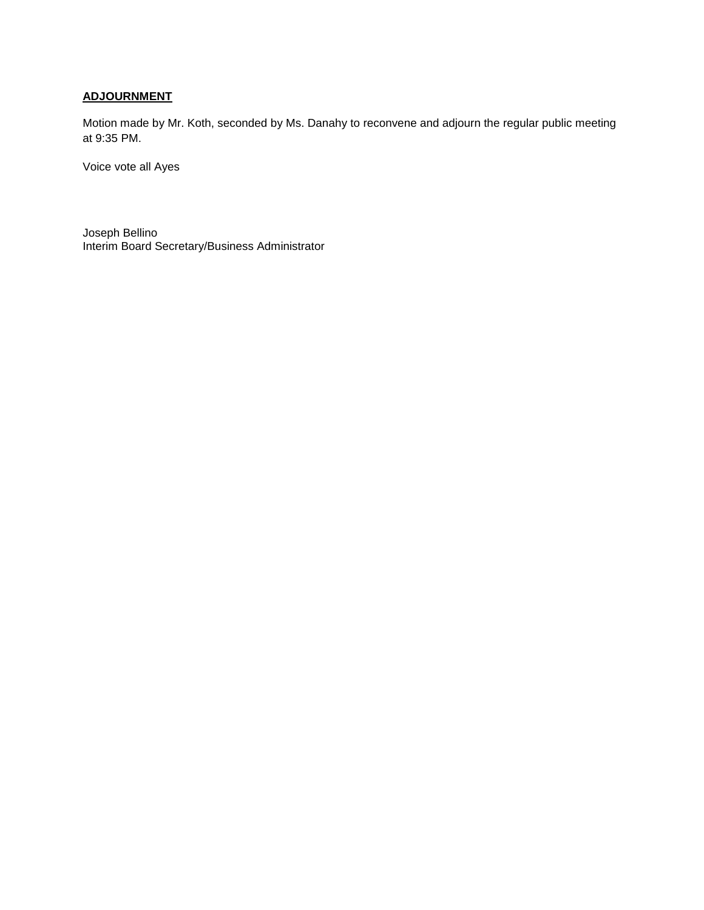**ADJOURNMENT**

Motion made by Mr. Koth, seconded by Ms. Danahy to reconvene and adjourn the regular public meeting at 9:35 PM.

Voice vote all Ayes

Joseph Bellino
Interim Board Secretary/Business Administrator